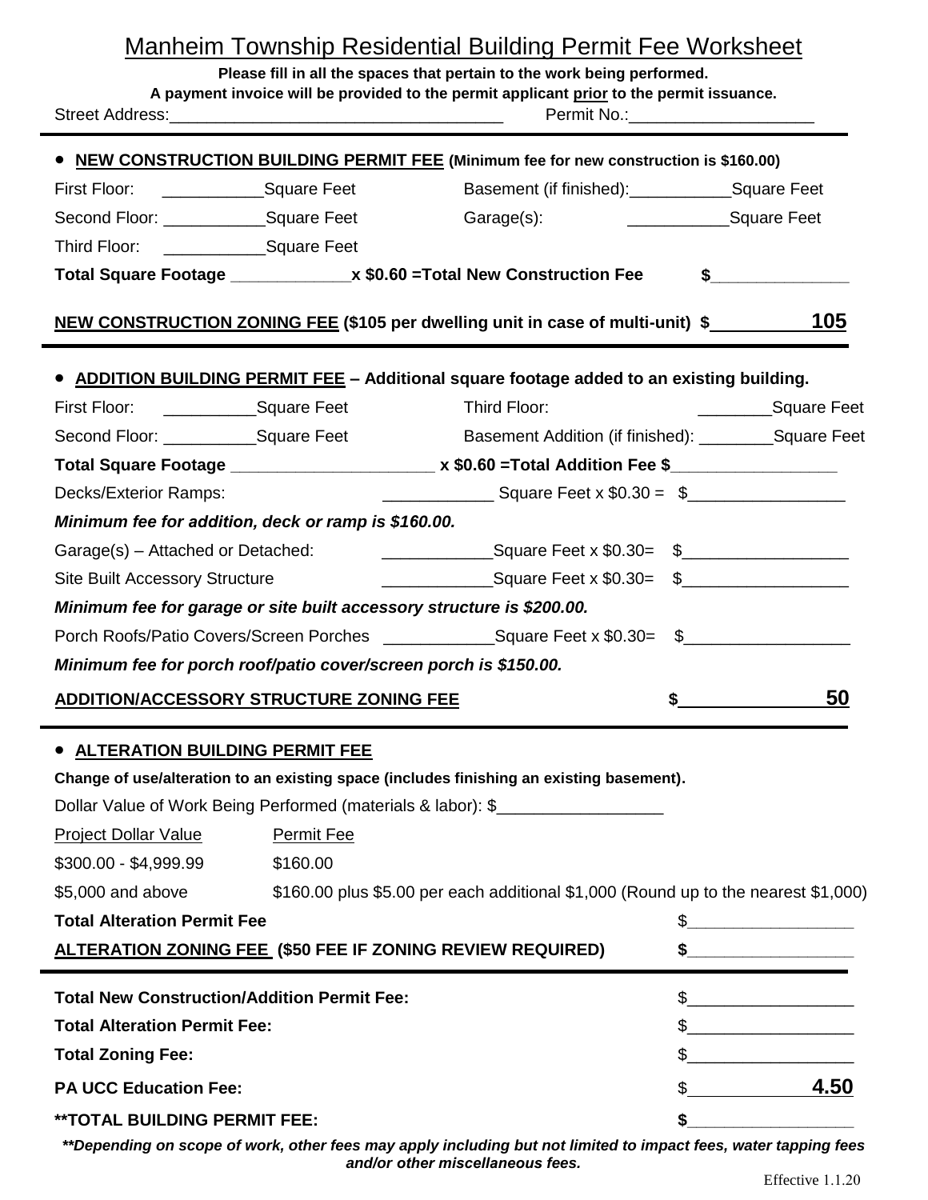# Manheim Township Residential Building Permit Fee Worksheet

**Please fill in all the spaces that pertain to the work being performed.**
**A payment invoice will be provided to the permit applicant prior to the permit issuance.**

Street Address:___________________________________ Permit No.:____________________

- **NEW CONSTRUCTION BUILDING PERMIT FEE (Minimum fee for new construction is $160.00)**

First Floor: ___________Square Feet Basement (if finished):___________Square Feet

Second Floor: ___________Square Feet Garage(s): ___________Square Feet

Third Floor: ___________Square Feet

**Total Square Footage _____________x $0.60 =Total New Construction Fee $_______________**

**NEW CONSTRUCTION ZONING FEE (\$105 per dwelling unit in case of multi-unit) $ 105**

- **ADDITION BUILDING PERMIT FEE – Additional square footage added to an existing building.**

First Floor: __________Square Feet Third Floor: ________Square Feet

Second Floor: __________Square Feet Basement Addition (if finished): ________Square Feet

**Total Square Footage ______________________ x $0.60 =Total Addition Fee $__________________**

Decks/Exterior Ramps: ____________ Square Feet x $0.30 = $_________________

***Minimum fee for addition, deck or ramp is $160.00.***

Garage(s) – Attached or Detached: ____________Square Feet x $0.30= $__________________

Site Built Accessory Structure ____________Square Feet x $0.30= $__________________

***Minimum fee for garage or site built accessory structure is $200.00.***

Porch Roofs/Patio Covers/Screen Porches ____________Square Feet x $0.30= $__________________

***Minimum fee for porch roof/patio cover/screen porch is $150.00.***

**ADDITION/ACCESSORY STRUCTURE ZONING FEE $ 50**

- **ALTERATION BUILDING PERMIT FEE**

**Change of use/alteration to an existing space (includes finishing an existing basement).**

Dollar Value of Work Being Performed (materials & labor): $__________________

| Project Dollar Value | Permit Fee |
|---|---|
| $300.00 - $4,999.99 | $160.00 |
| $5,000 and above | $160.00 plus $5.00 per each additional $1,000 (Round up to the nearest $1,000) |

**Total Alteration Permit Fee** $__________________

**ALTERATION ZONING FEE (\$50 FEE IF ZONING REVIEW REQUIRED)** $__________________

**Total New Construction/Addition Permit Fee:** $__________________

**Total Alteration Permit Fee:** $__________________

**Total Zoning Fee:** $__________________

**PA UCC Education Fee:** $ 4.50

****TOTAL BUILDING PERMIT FEE:** $__________________

***\*\*Depending on scope of work, other fees may apply including but not limited to impact fees, water tapping fees and/or other miscellaneous fees.***

Effective 1.1.20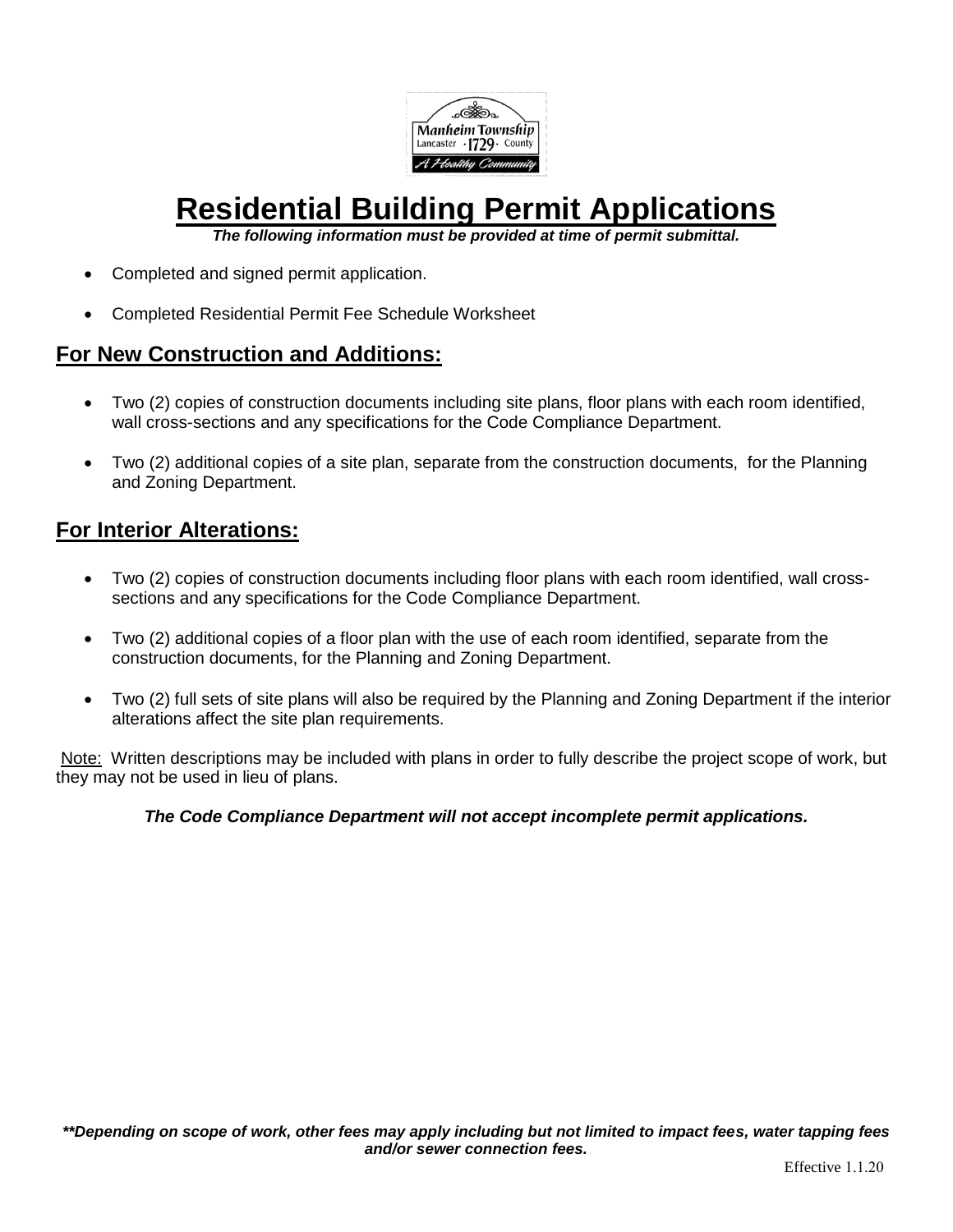# Residential Building Permit Applications

***The following information must be provided at time of permit submittal.***

- Completed and signed permit application.
- Completed Residential Permit Fee Schedule Worksheet

## For New Construction and Additions:

- Two (2) copies of construction documents including site plans, floor plans with each room identified, wall cross-sections and any specifications for the Code Compliance Department.
- Two (2) additional copies of a site plan, separate from the construction documents, for the Planning and Zoning Department.

## For Interior Alterations:

- Two (2) copies of construction documents including floor plans with each room identified, wall cross-sections and any specifications for the Code Compliance Department.
- Two (2) additional copies of a floor plan with the use of each room identified, separate from the construction documents, for the Planning and Zoning Department.
- Two (2) full sets of site plans will also be required by the Planning and Zoning Department if the interior alterations affect the site plan requirements.

Note: Written descriptions may be included with plans in order to fully describe the project scope of work, but they may not be used in lieu of plans.

***The Code Compliance Department will not accept incomplete permit applications.***

***\*\*Depending on scope of work, other fees may apply including but not limited to impact fees, water tapping fees and/or sewer connection fees.***

Effective 1.1.20